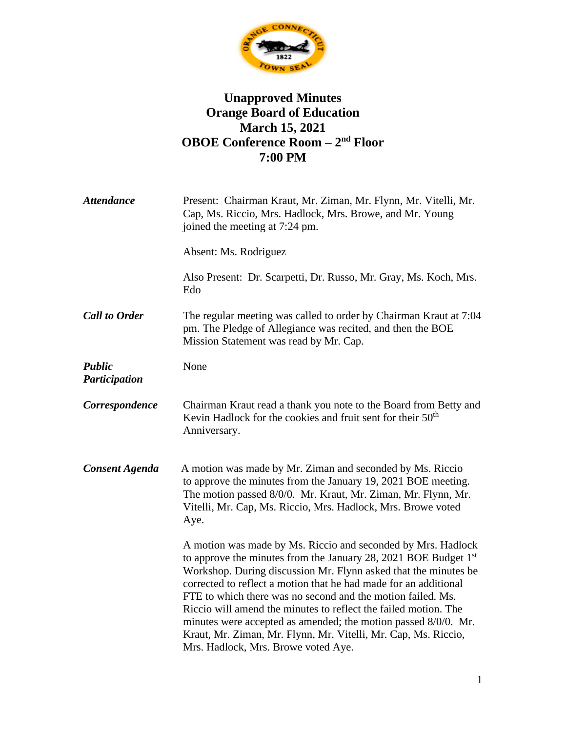# Unapproved Minutes
# Orange Board of Education
# March 15, 2021
# OBOE Conference Room – 2nd Floor
# 7:00 PM

***Attendance***

Present: Chairman Kraut, Mr. Ziman, Mr. Flynn, Mr. Vitelli, Mr. Cap, Ms. Riccio, Mrs. Hadlock, Mrs. Browe, and Mr. Young joined the meeting at 7:24 pm.

Absent: Ms. Rodriguez

Also Present: Dr. Scarpetti, Dr. Russo, Mr. Gray, Ms. Koch, Mrs. Edo

***Call to Order***

The regular meeting was called to order by Chairman Kraut at 7:04 pm. The Pledge of Allegiance was recited, and then the BOE Mission Statement was read by Mr. Cap.

***Public Participation***

None

***Correspondence***

Chairman Kraut read a thank you note to the Board from Betty and Kevin Hadlock for the cookies and fruit sent for their 50th Anniversary.

***Consent Agenda***

A motion was made by Mr. Ziman and seconded by Ms. Riccio to approve the minutes from the January 19, 2021 BOE meeting. The motion passed 8/0/0. Mr. Kraut, Mr. Ziman, Mr. Flynn, Mr. Vitelli, Mr. Cap, Ms. Riccio, Mrs. Hadlock, Mrs. Browe voted Aye.

A motion was made by Ms. Riccio and seconded by Mrs. Hadlock to approve the minutes from the January 28, 2021 BOE Budget 1st Workshop. During discussion Mr. Flynn asked that the minutes be corrected to reflect a motion that he had made for an additional FTE to which there was no second and the motion failed. Ms. Riccio will amend the minutes to reflect the failed motion. The minutes were accepted as amended; the motion passed 8/0/0. Mr. Kraut, Mr. Ziman, Mr. Flynn, Mr. Vitelli, Mr. Cap, Ms. Riccio, Mrs. Hadlock, Mrs. Browe voted Aye.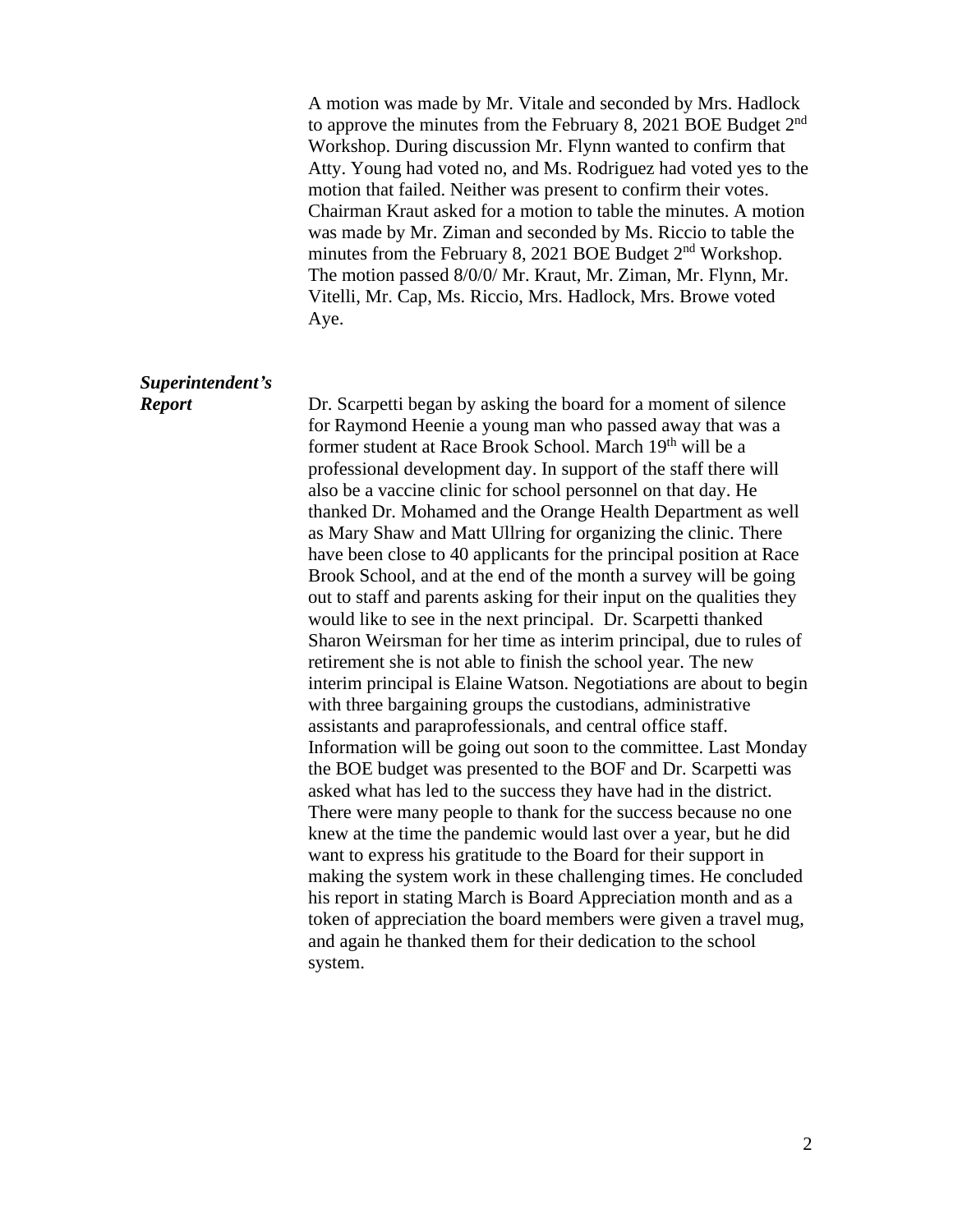A motion was made by Mr. Vitale and seconded by Mrs. Hadlock to approve the minutes from the February 8, 2021 BOE Budget 2nd Workshop. During discussion Mr. Flynn wanted to confirm that Atty. Young had voted no, and Ms. Rodriguez had voted yes to the motion that failed. Neither was present to confirm their votes. Chairman Kraut asked for a motion to table the minutes. A motion was made by Mr. Ziman and seconded by Ms. Riccio to table the minutes from the February 8, 2021 BOE Budget 2nd Workshop. The motion passed 8/0/0/ Mr. Kraut, Mr. Ziman, Mr. Flynn, Mr. Vitelli, Mr. Cap, Ms. Riccio, Mrs. Hadlock, Mrs. Browe voted Aye.

***Superintendent's Report***

Dr. Scarpetti began by asking the board for a moment of silence for Raymond Heenie a young man who passed away that was a former student at Race Brook School. March 19th will be a professional development day. In support of the staff there will also be a vaccine clinic for school personnel on that day. He thanked Dr. Mohamed and the Orange Health Department as well as Mary Shaw and Matt Ullring for organizing the clinic. There have been close to 40 applicants for the principal position at Race Brook School, and at the end of the month a survey will be going out to staff and parents asking for their input on the qualities they would like to see in the next principal. Dr. Scarpetti thanked Sharon Weirsman for her time as interim principal, due to rules of retirement she is not able to finish the school year. The new interim principal is Elaine Watson. Negotiations are about to begin with three bargaining groups the custodians, administrative assistants and paraprofessionals, and central office staff. Information will be going out soon to the committee. Last Monday the BOE budget was presented to the BOF and Dr. Scarpetti was asked what has led to the success they have had in the district. There were many people to thank for the success because no one knew at the time the pandemic would last over a year, but he did want to express his gratitude to the Board for their support in making the system work in these challenging times. He concluded his report in stating March is Board Appreciation month and as a token of appreciation the board members were given a travel mug, and again he thanked them for their dedication to the school system.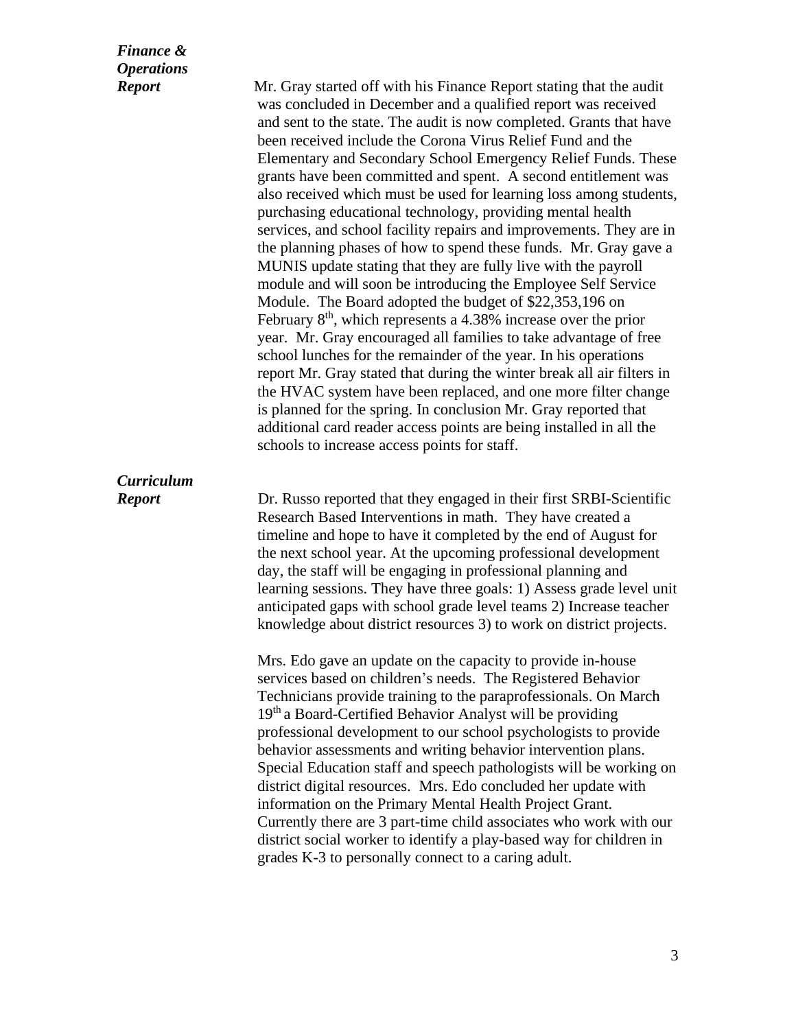***Finance & Operations Report***

Mr. Gray started off with his Finance Report stating that the audit was concluded in December and a qualified report was received and sent to the state. The audit is now completed. Grants that have been received include the Corona Virus Relief Fund and the Elementary and Secondary School Emergency Relief Funds. These grants have been committed and spent. A second entitlement was also received which must be used for learning loss among students, purchasing educational technology, providing mental health services, and school facility repairs and improvements. They are in the planning phases of how to spend these funds. Mr. Gray gave a MUNIS update stating that they are fully live with the payroll module and will soon be introducing the Employee Self Service Module. The Board adopted the budget of $22,353,196 on February 8th, which represents a 4.38% increase over the prior year. Mr. Gray encouraged all families to take advantage of free school lunches for the remainder of the year. In his operations report Mr. Gray stated that during the winter break all air filters in the HVAC system have been replaced, and one more filter change is planned for the spring. In conclusion Mr. Gray reported that additional card reader access points are being installed in all the schools to increase access points for staff.

***Curriculum Report***

Dr. Russo reported that they engaged in their first SRBI-Scientific Research Based Interventions in math. They have created a timeline and hope to have it completed by the end of August for the next school year. At the upcoming professional development day, the staff will be engaging in professional planning and learning sessions. They have three goals: 1) Assess grade level unit anticipated gaps with school grade level teams 2) Increase teacher knowledge about district resources 3) to work on district projects.

Mrs. Edo gave an update on the capacity to provide in-house services based on children's needs. The Registered Behavior Technicians provide training to the paraprofessionals. On March 19th a Board-Certified Behavior Analyst will be providing professional development to our school psychologists to provide behavior assessments and writing behavior intervention plans. Special Education staff and speech pathologists will be working on district digital resources. Mrs. Edo concluded her update with information on the Primary Mental Health Project Grant. Currently there are 3 part-time child associates who work with our district social worker to identify a play-based way for children in grades K-3 to personally connect to a caring adult.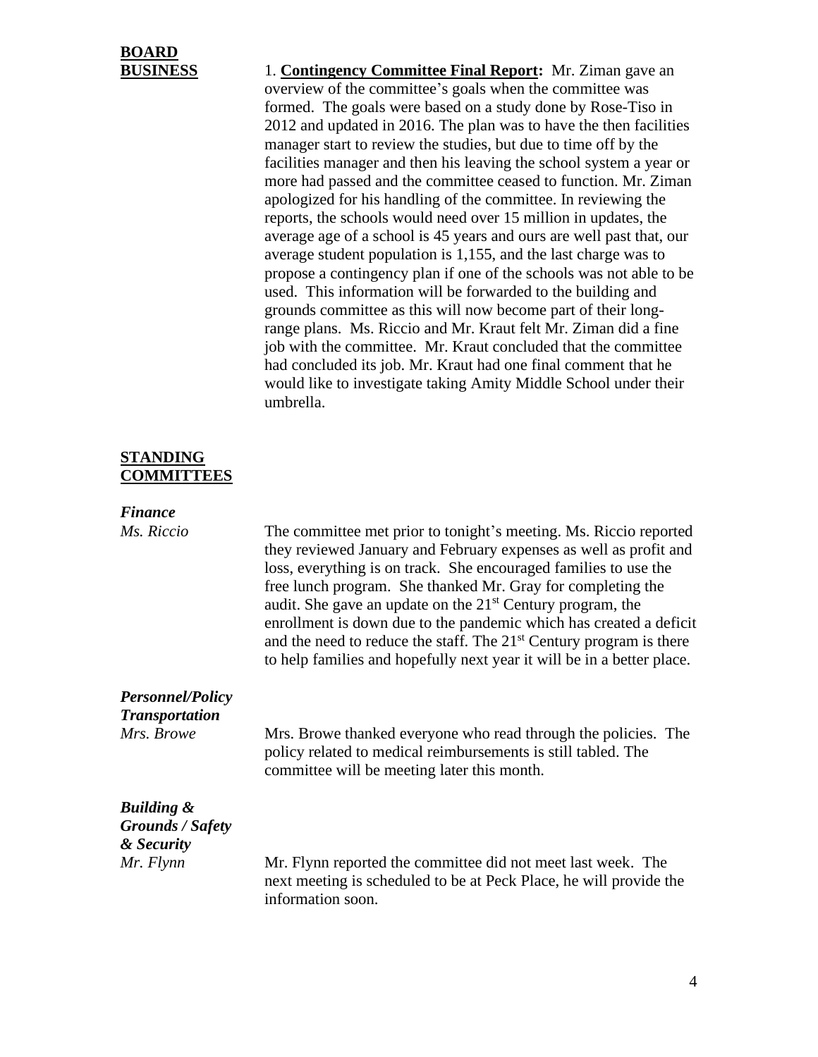## BOARD BUSINESS

1. **Contingency Committee Final Report:** Mr. Ziman gave an overview of the committee's goals when the committee was formed. The goals were based on a study done by Rose-Tiso in 2012 and updated in 2016. The plan was to have the then facilities manager start to review the studies, but due to time off by the facilities manager and then his leaving the school system a year or more had passed and the committee ceased to function. Mr. Ziman apologized for his handling of the committee. In reviewing the reports, the schools would need over 15 million in updates, the average age of a school is 45 years and ours are well past that, our average student population is 1,155, and the last charge was to propose a contingency plan if one of the schools was not able to be used. This information will be forwarded to the building and grounds committee as this will now become part of their long-range plans. Ms. Riccio and Mr. Kraut felt Mr. Ziman did a fine job with the committee. Mr. Kraut concluded that the committee had concluded its job. Mr. Kraut had one final comment that he would like to investigate taking Amity Middle School under their umbrella.

## STANDING COMMITTEES

### *Finance*

*Ms. Riccio*

The committee met prior to tonight's meeting. Ms. Riccio reported they reviewed January and February expenses as well as profit and loss, everything is on track. She encouraged families to use the free lunch program. She thanked Mr. Gray for completing the audit. She gave an update on the 21st Century program, the enrollment is down due to the pandemic which has created a deficit and the need to reduce the staff. The 21st Century program is there to help families and hopefully next year it will be in a better place.

### *Personnel/Policy Transportation*

*Mrs. Browe*

Mrs. Browe thanked everyone who read through the policies. The policy related to medical reimbursements is still tabled. The committee will be meeting later this month.

### *Building & Grounds / Safety & Security*

*Mr. Flynn*

Mr. Flynn reported the committee did not meet last week. The next meeting is scheduled to be at Peck Place, he will provide the information soon.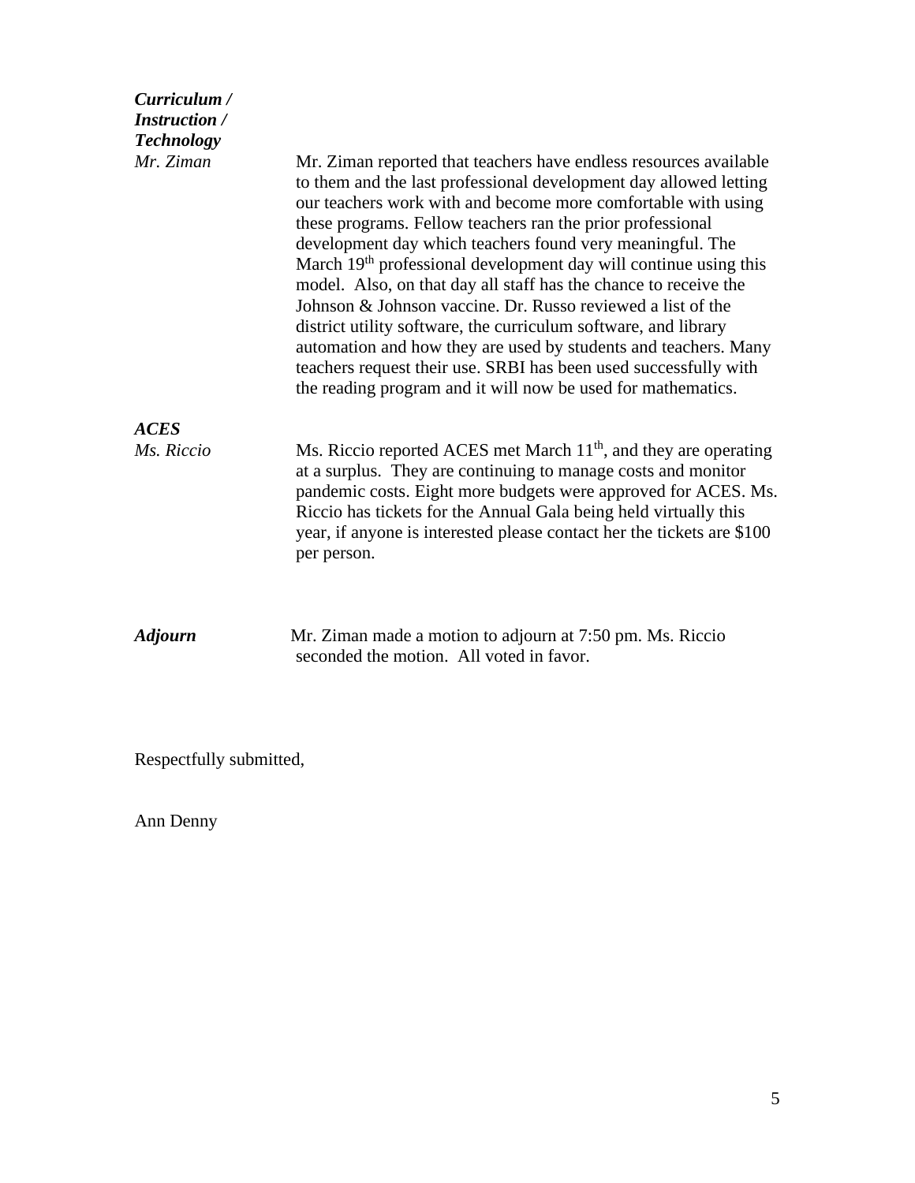***Curriculum / Instruction / Technology***
*Mr. Ziman*

Mr. Ziman reported that teachers have endless resources available to them and the last professional development day allowed letting our teachers work with and become more comfortable with using these programs. Fellow teachers ran the prior professional development day which teachers found very meaningful. The March 19th professional development day will continue using this model. Also, on that day all staff has the chance to receive the Johnson & Johnson vaccine. Dr. Russo reviewed a list of the district utility software, the curriculum software, and library automation and how they are used by students and teachers. Many teachers request their use. SRBI has been used successfully with the reading program and it will now be used for mathematics.

***ACES***
*Ms. Riccio*

Ms. Riccio reported ACES met March 11th, and they are operating at a surplus. They are continuing to manage costs and monitor pandemic costs. Eight more budgets were approved for ACES. Ms. Riccio has tickets for the Annual Gala being held virtually this year, if anyone is interested please contact her the tickets are $100 per person.

***Adjourn***

Mr. Ziman made a motion to adjourn at 7:50 pm. Ms. Riccio seconded the motion. All voted in favor.

Respectfully submitted,

Ann Denny